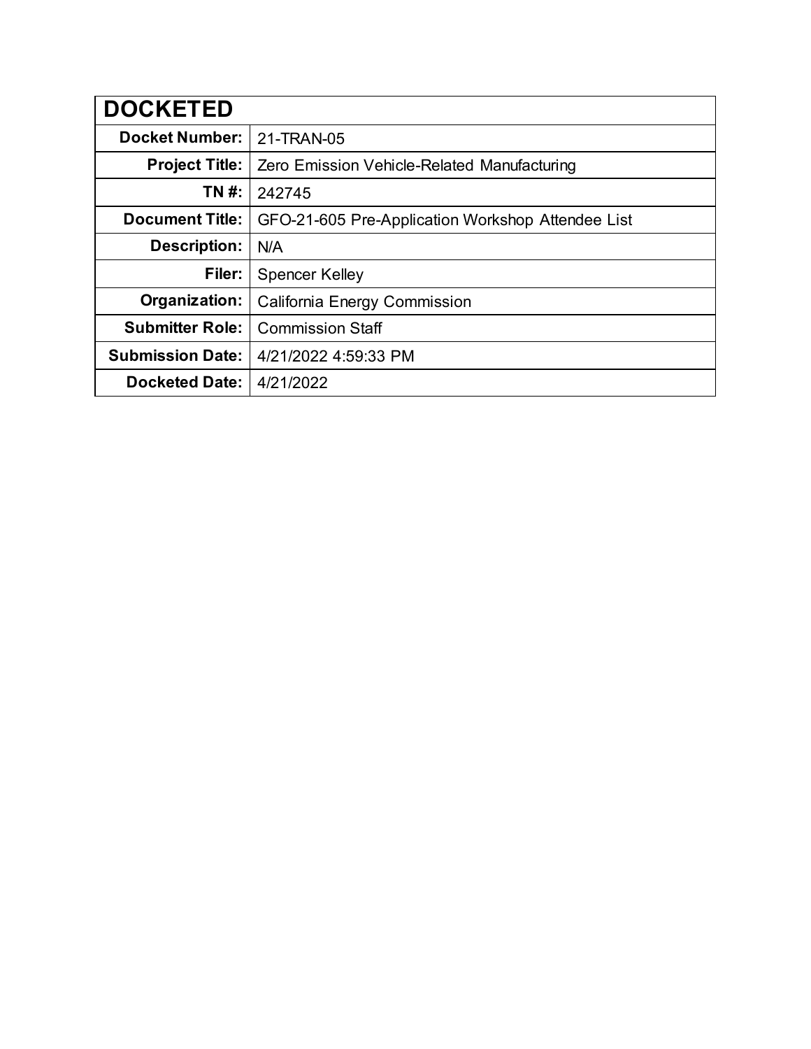| **DOCKETED** | |
|---|---|
| **Docket Number:** | 21-TRAN-05 |
| **Project Title:** | Zero Emission Vehicle-Related Manufacturing |
| **TN #:** | 242745 |
| **Document Title:** | GFO-21-605 Pre-Application Workshop Attendee List |
| **Description:** | N/A |
| **Filer:** | Spencer Kelley |
| **Organization:** | California Energy Commission |
| **Submitter Role:** | Commission Staff |
| **Submission Date:** | 4/21/2022 4:59:33 PM |
| **Docketed Date:** | 4/21/2022 |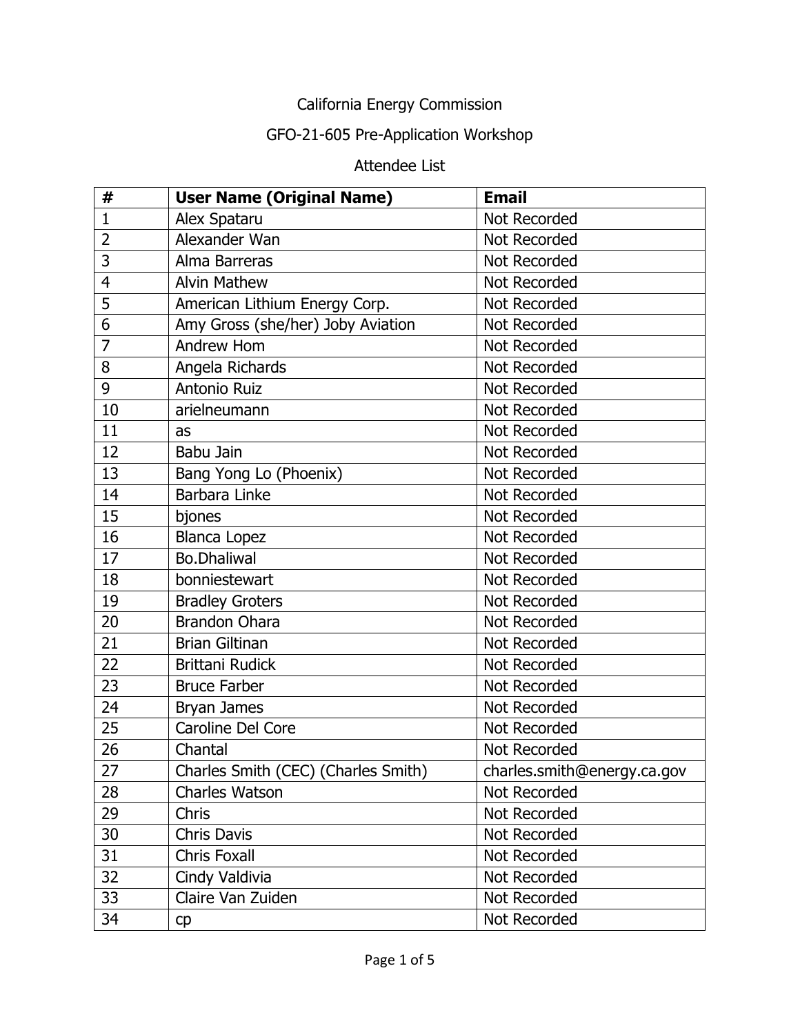California Energy Commission

GFO-21-605 Pre-Application Workshop

Attendee List

| # | User Name (Original Name) | Email |
|---|---|---|
| 1 | Alex Spataru | Not Recorded |
| 2 | Alexander Wan | Not Recorded |
| 3 | Alma Barreras | Not Recorded |
| 4 | Alvin Mathew | Not Recorded |
| 5 | American Lithium Energy Corp. | Not Recorded |
| 6 | Amy Gross (she/her) Joby Aviation | Not Recorded |
| 7 | Andrew Hom | Not Recorded |
| 8 | Angela Richards | Not Recorded |
| 9 | Antonio Ruiz | Not Recorded |
| 10 | arielneumann | Not Recorded |
| 11 | as | Not Recorded |
| 12 | Babu Jain | Not Recorded |
| 13 | Bang Yong Lo (Phoenix) | Not Recorded |
| 14 | Barbara Linke | Not Recorded |
| 15 | bjones | Not Recorded |
| 16 | Blanca Lopez | Not Recorded |
| 17 | Bo.Dhaliwal | Not Recorded |
| 18 | bonniestewart | Not Recorded |
| 19 | Bradley Groters | Not Recorded |
| 20 | Brandon Ohara | Not Recorded |
| 21 | Brian Giltinan | Not Recorded |
| 22 | Brittani Rudick | Not Recorded |
| 23 | Bruce Farber | Not Recorded |
| 24 | Bryan James | Not Recorded |
| 25 | Caroline Del Core | Not Recorded |
| 26 | Chantal | Not Recorded |
| 27 | Charles Smith (CEC) (Charles Smith) | charles.smith@energy.ca.gov |
| 28 | Charles Watson | Not Recorded |
| 29 | Chris | Not Recorded |
| 30 | Chris Davis | Not Recorded |
| 31 | Chris Foxall | Not Recorded |
| 32 | Cindy Valdivia | Not Recorded |
| 33 | Claire Van Zuiden | Not Recorded |
| 34 | cp | Not Recorded |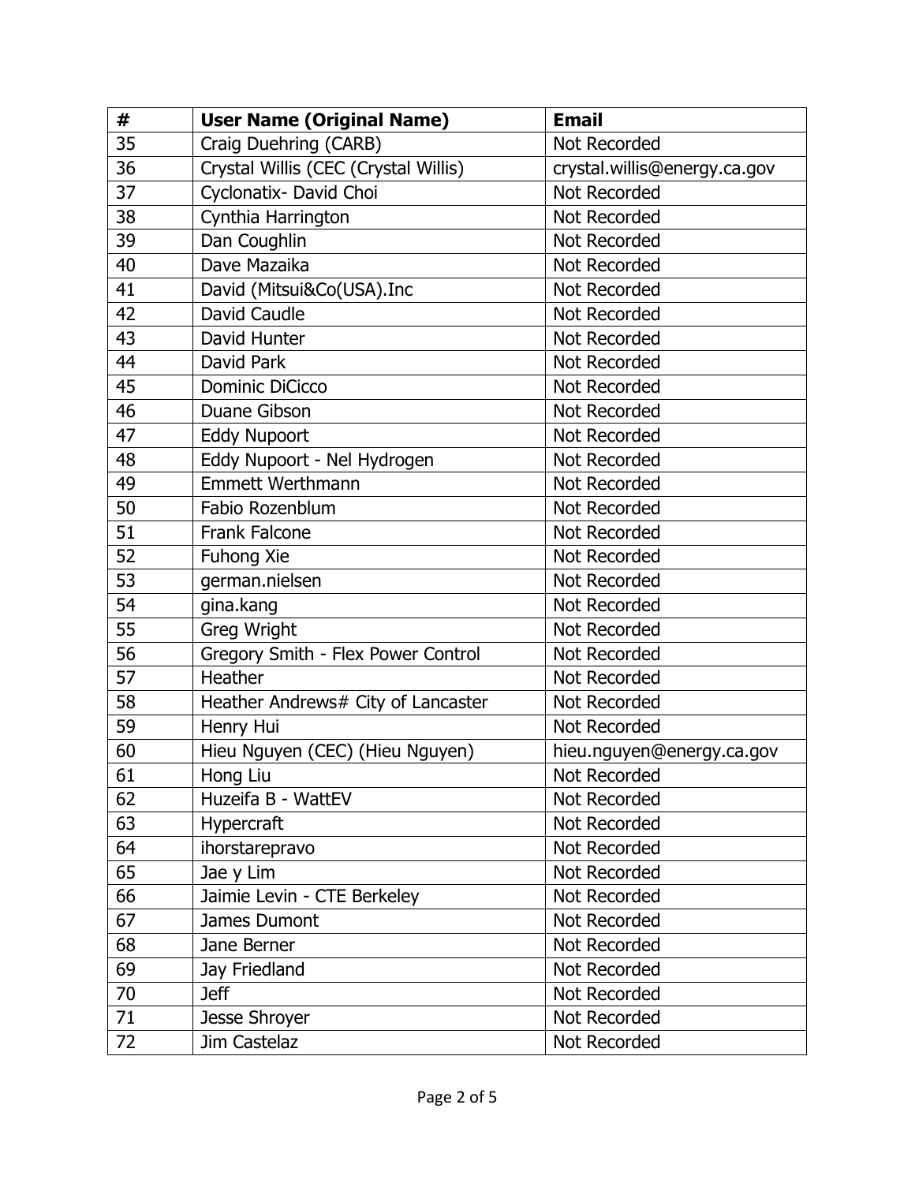| # | User Name (Original Name) | Email |
|---|---|---|
| 35 | Craig Duehring (CARB) | Not Recorded |
| 36 | Crystal Willis (CEC (Crystal Willis) | crystal.willis@energy.ca.gov |
| 37 | Cyclonatix- David Choi | Not Recorded |
| 38 | Cynthia Harrington | Not Recorded |
| 39 | Dan Coughlin | Not Recorded |
| 40 | Dave Mazaika | Not Recorded |
| 41 | David (Mitsui&Co(USA).Inc | Not Recorded |
| 42 | David Caudle | Not Recorded |
| 43 | David Hunter | Not Recorded |
| 44 | David Park | Not Recorded |
| 45 | Dominic DiCicco | Not Recorded |
| 46 | Duane Gibson | Not Recorded |
| 47 | Eddy Nupoort | Not Recorded |
| 48 | Eddy Nupoort - Nel Hydrogen | Not Recorded |
| 49 | Emmett Werthmann | Not Recorded |
| 50 | Fabio Rozenblum | Not Recorded |
| 51 | Frank Falcone | Not Recorded |
| 52 | Fuhong Xie | Not Recorded |
| 53 | german.nielsen | Not Recorded |
| 54 | gina.kang | Not Recorded |
| 55 | Greg Wright | Not Recorded |
| 56 | Gregory Smith - Flex Power Control | Not Recorded |
| 57 | Heather | Not Recorded |
| 58 | Heather Andrews# City of Lancaster | Not Recorded |
| 59 | Henry Hui | Not Recorded |
| 60 | Hieu Nguyen (CEC) (Hieu Nguyen) | hieu.nguyen@energy.ca.gov |
| 61 | Hong Liu | Not Recorded |
| 62 | Huzeifa B - WattEV | Not Recorded |
| 63 | Hypercraft | Not Recorded |
| 64 | ihorstarepravo | Not Recorded |
| 65 | Jae y Lim | Not Recorded |
| 66 | Jaimie Levin - CTE Berkeley | Not Recorded |
| 67 | James Dumont | Not Recorded |
| 68 | Jane Berner | Not Recorded |
| 69 | Jay Friedland | Not Recorded |
| 70 | Jeff | Not Recorded |
| 71 | Jesse Shroyer | Not Recorded |
| 72 | Jim Castelaz | Not Recorded |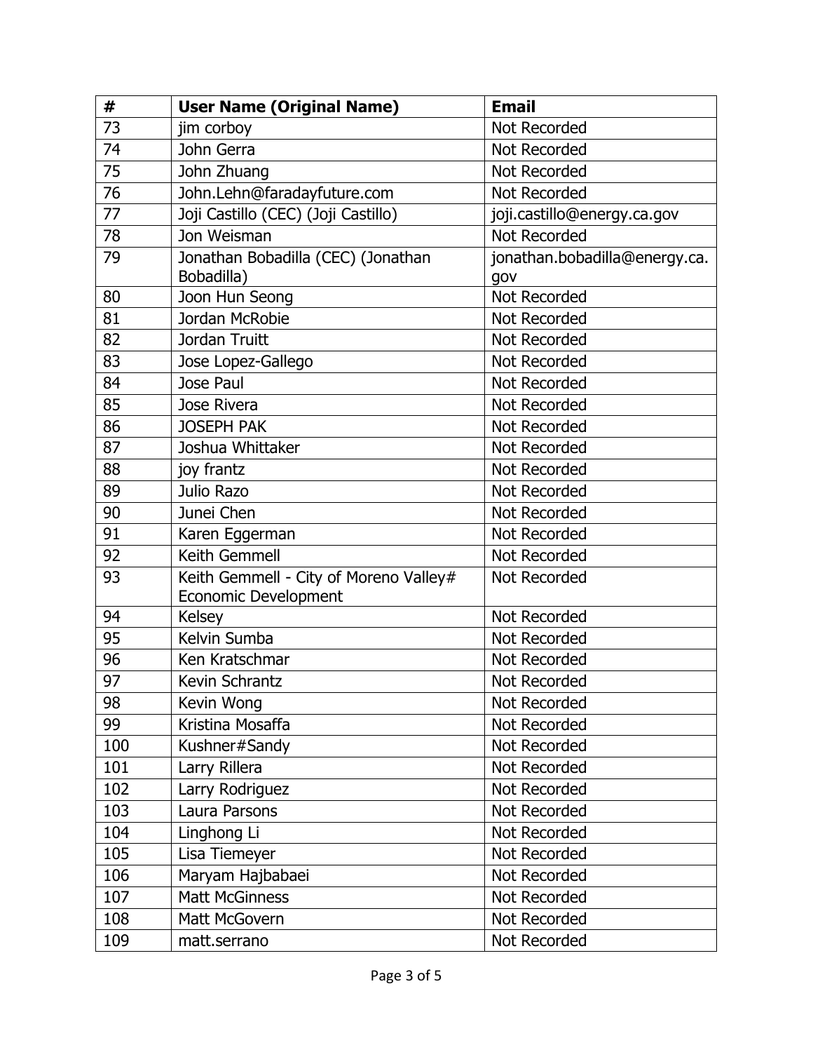| # | User Name (Original Name) | Email |
| --- | --- | --- |
| 73 | jim corboy | Not Recorded |
| 74 | John Gerra | Not Recorded |
| 75 | John Zhuang | Not Recorded |
| 76 | John.Lehn@faradayfuture.com | Not Recorded |
| 77 | Joji Castillo (CEC) (Joji Castillo) | joji.castillo@energy.ca.gov |
| 78 | Jon Weisman | Not Recorded |
| 79 | Jonathan Bobadilla (CEC) (Jonathan Bobadilla) | jonathan.bobadilla@energy.ca.gov |
| 80 | Joon Hun Seong | Not Recorded |
| 81 | Jordan McRobie | Not Recorded |
| 82 | Jordan Truitt | Not Recorded |
| 83 | Jose Lopez-Gallego | Not Recorded |
| 84 | Jose Paul | Not Recorded |
| 85 | Jose Rivera | Not Recorded |
| 86 | JOSEPH PAK | Not Recorded |
| 87 | Joshua Whittaker | Not Recorded |
| 88 | joy frantz | Not Recorded |
| 89 | Julio Razo | Not Recorded |
| 90 | Junei Chen | Not Recorded |
| 91 | Karen Eggerman | Not Recorded |
| 92 | Keith Gemmell | Not Recorded |
| 93 | Keith Gemmell - City of Moreno Valley# Economic Development | Not Recorded |
| 94 | Kelsey | Not Recorded |
| 95 | Kelvin Sumba | Not Recorded |
| 96 | Ken Kratschmar | Not Recorded |
| 97 | Kevin Schrantz | Not Recorded |
| 98 | Kevin Wong | Not Recorded |
| 99 | Kristina Mosaffa | Not Recorded |
| 100 | Kushner#Sandy | Not Recorded |
| 101 | Larry Rillera | Not Recorded |
| 102 | Larry Rodriguez | Not Recorded |
| 103 | Laura Parsons | Not Recorded |
| 104 | Linghong Li | Not Recorded |
| 105 | Lisa Tiemeyer | Not Recorded |
| 106 | Maryam Hajbabaei | Not Recorded |
| 107 | Matt McGinness | Not Recorded |
| 108 | Matt McGovern | Not Recorded |
| 109 | matt.serrano | Not Recorded |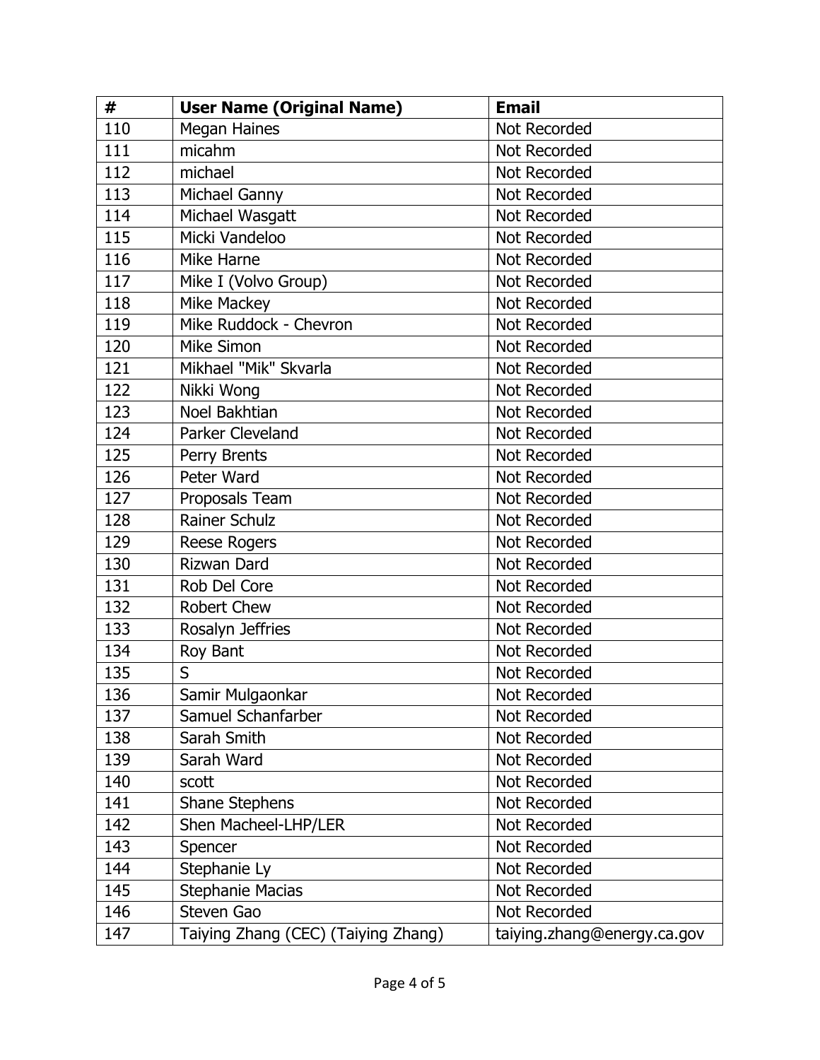| # | User Name (Original Name) | Email |
|---|---|---|
| 110 | Megan Haines | Not Recorded |
| 111 | micahm | Not Recorded |
| 112 | michael | Not Recorded |
| 113 | Michael Ganny | Not Recorded |
| 114 | Michael Wasgatt | Not Recorded |
| 115 | Micki Vandeloo | Not Recorded |
| 116 | Mike Harne | Not Recorded |
| 117 | Mike I (Volvo Group) | Not Recorded |
| 118 | Mike Mackey | Not Recorded |
| 119 | Mike Ruddock - Chevron | Not Recorded |
| 120 | Mike Simon | Not Recorded |
| 121 | Mikhael "Mik" Skvarla | Not Recorded |
| 122 | Nikki Wong | Not Recorded |
| 123 | Noel Bakhtian | Not Recorded |
| 124 | Parker Cleveland | Not Recorded |
| 125 | Perry Brents | Not Recorded |
| 126 | Peter Ward | Not Recorded |
| 127 | Proposals Team | Not Recorded |
| 128 | Rainer Schulz | Not Recorded |
| 129 | Reese Rogers | Not Recorded |
| 130 | Rizwan Dard | Not Recorded |
| 131 | Rob Del Core | Not Recorded |
| 132 | Robert Chew | Not Recorded |
| 133 | Rosalyn Jeffries | Not Recorded |
| 134 | Roy Bant | Not Recorded |
| 135 | S | Not Recorded |
| 136 | Samir Mulgaonkar | Not Recorded |
| 137 | Samuel Schanfarber | Not Recorded |
| 138 | Sarah Smith | Not Recorded |
| 139 | Sarah Ward | Not Recorded |
| 140 | scott | Not Recorded |
| 141 | Shane Stephens | Not Recorded |
| 142 | Shen Macheel-LHP/LER | Not Recorded |
| 143 | Spencer | Not Recorded |
| 144 | Stephanie Ly | Not Recorded |
| 145 | Stephanie Macias | Not Recorded |
| 146 | Steven Gao | Not Recorded |
| 147 | Taiying Zhang (CEC) (Taiying Zhang) | taiying.zhang@energy.ca.gov |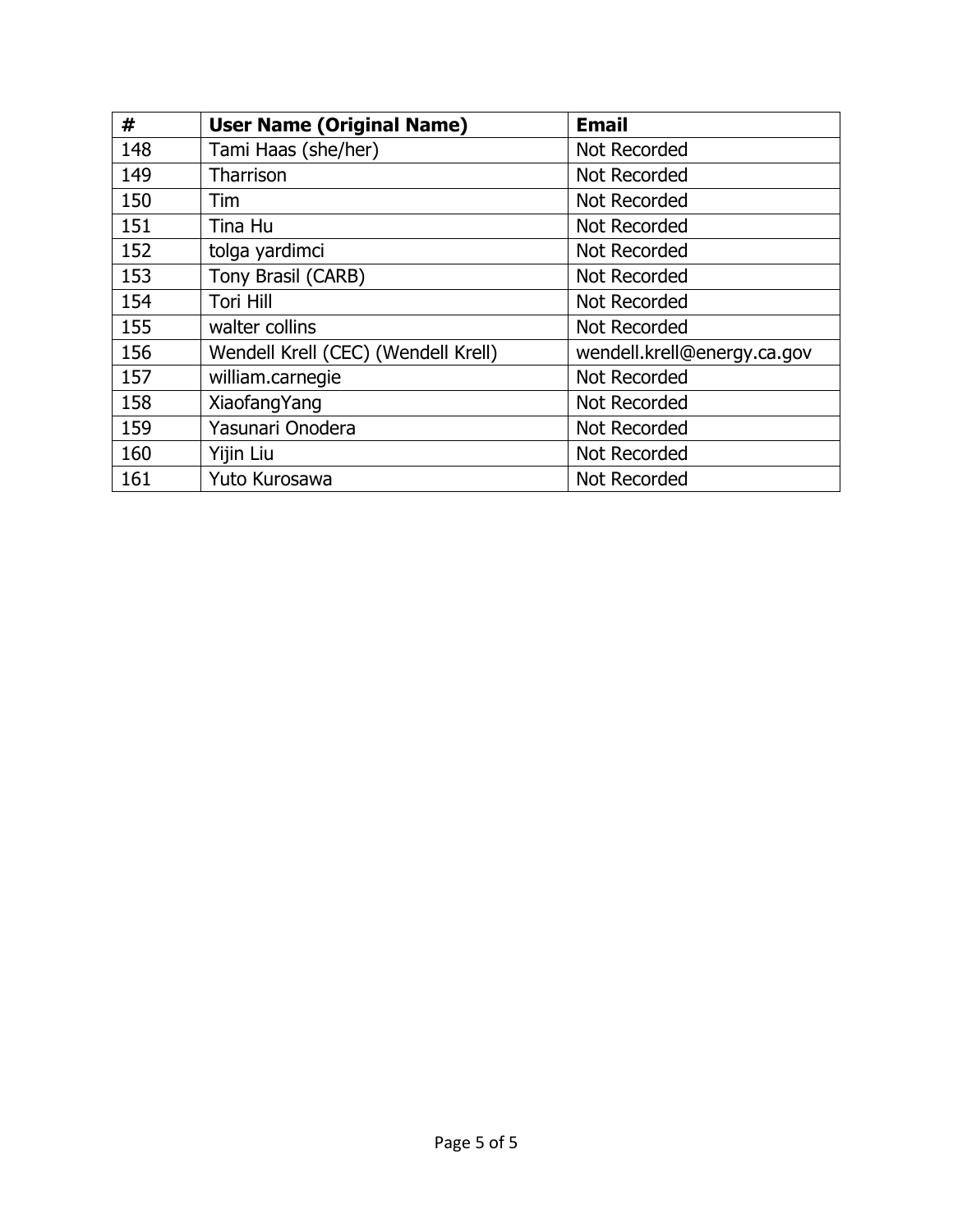| # | User Name (Original Name) | Email |
| --- | --- | --- |
| 148 | Tami Haas (she/her) | Not Recorded |
| 149 | Tharrison | Not Recorded |
| 150 | Tim | Not Recorded |
| 151 | Tina Hu | Not Recorded |
| 152 | tolga yardimci | Not Recorded |
| 153 | Tony Brasil (CARB) | Not Recorded |
| 154 | Tori Hill | Not Recorded |
| 155 | walter collins | Not Recorded |
| 156 | Wendell Krell (CEC) (Wendell Krell) | wendell.krell@energy.ca.gov |
| 157 | william.carnegie | Not Recorded |
| 158 | XiaofangYang | Not Recorded |
| 159 | Yasunari Onodera | Not Recorded |
| 160 | Yijin Liu | Not Recorded |
| 161 | Yuto Kurosawa | Not Recorded |